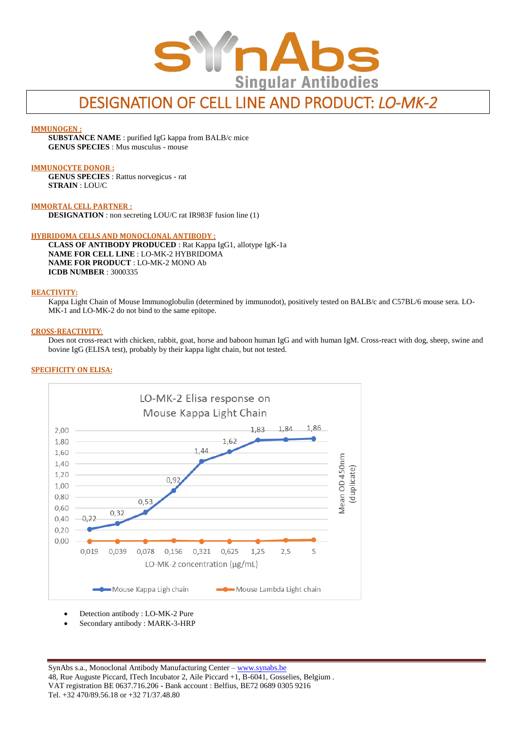# DESIGNATION OF CELL LINE AND PRODUCT: *LO-MK-2*

**IMMUNOGEN :**

**SUBSTANCE NAME** : purified IgG kappa from BALB/c mice
**GENUS SPECIES** : Mus musculus - mouse

**IMMUNOCYTE DONOR :**

**GENUS SPECIES** : Rattus norvegicus - rat
**STRAIN** : LOU/C

**IMMORTAL CELL PARTNER :**

**DESIGNATION** : non secreting LOU/C rat IR983F fusion line (1)

**HYBRIDOMA CELLS AND MONOCLONAL ANTIBODY :**

**CLASS OF ANTIBODY PRODUCED** : Rat Kappa IgG1, allotype IgK-1a
**NAME FOR CELL LINE** : LO-MK-2 HYBRIDOMA
**NAME FOR PRODUCT** : LO-MK-2 MONO Ab
**ICDB NUMBER** : 3000335

**REACTIVITY:**

Kappa Light Chain of Mouse Immunoglobulin (determined by immunodot), positively tested on BALB/c and C57BL/6 mouse sera. LO-MK-1 and LO-MK-2 do not bind to the same epitope.

**CROSS-REACTIVITY:**

Does not cross-react with chicken, rabbit, goat, horse and baboon human IgG and with human IgM. Cross-react with dog, sheep, swine and bovine IgG (ELISA test), probably by their kappa light chain, but not tested.

**SPECIFICITY ON ELISA:**

LO-MK-2 Elisa response on Mouse Kappa Light Chain

| LO-MK-2 concentration (µg/mL) | 0,019 | 0,039 | 0,078 | 0,156 | 0,321 | 0,625 | 1,25 | 2,5 | 5 |
|---|---|---|---|---|---|---|---|---|---|
| Mouse Kappa Ligh chain (Mean OD 450nm, duplicate) | 0,22 | 0,32 | 0,53 | 0,92 | 1,44 | 1,62 | 1,83 | 1,84 | 1,86 |

Mouse Lambda Light chain: values near 0,00 at all concentrations.

- Detection antibody : LO-MK-2 Pure
- Secondary antibody : MARK-3-HRP

SynAbs s.a., Monoclonal Antibody Manufacturing Center – www.synabs.be
48, Rue Auguste Piccard, ITech Incubator 2, Aile Piccard +1, B-6041, Gosselies, Belgium .
VAT registration BE 0637.716.206 - Bank account : Belfius, BE72 0689 0305 9216
Tel. +32 470/89.56.18 or +32 71/37.48.80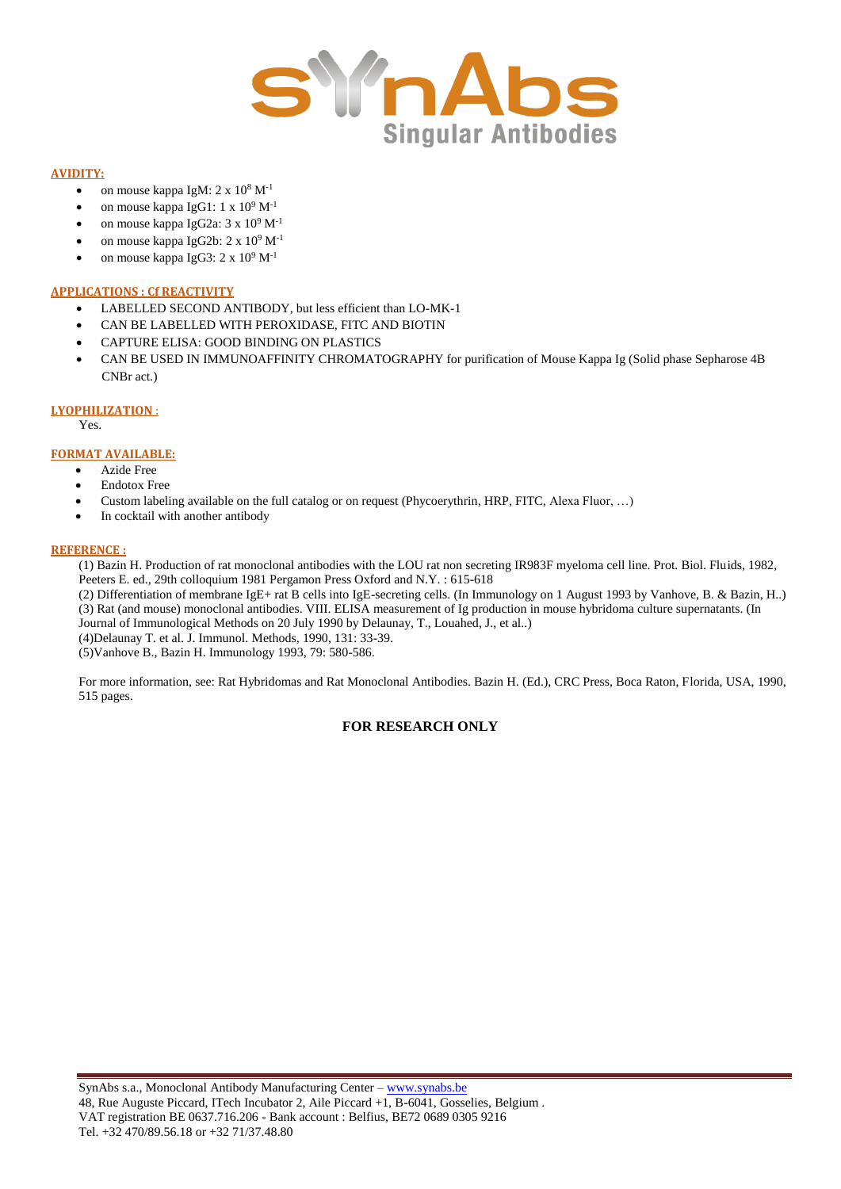**AVIDITY:**

- on mouse kappa IgM: 2 x $10^8$ $M^{-1}$
- on mouse kappa IgG1: 1 x $10^9$ $M^{-1}$
- on mouse kappa IgG2a: 3 x $10^9$ $M^{-1}$
- on mouse kappa IgG2b: 2 x $10^9$ $M^{-1}$
- on mouse kappa IgG3: 2 x $10^9$ $M^{-1}$

**APPLICATIONS : Cf REACTIVITY**

- LABELLED SECOND ANTIBODY, but less efficient than LO-MK-1
- CAN BE LABELLED WITH PEROXIDASE, FITC AND BIOTIN
- CAPTURE ELISA: GOOD BINDING ON PLASTICS
- CAN BE USED IN IMMUNOAFFINITY CHROMATOGRAPHY for purification of Mouse Kappa Ig (Solid phase Sepharose 4B CNBr act.)

**LYOPHILIZATION :**

Yes.

**FORMAT AVAILABLE:**

- Azide Free
- Endotox Free
- Custom labeling available on the full catalog or on request (Phycoerythrin, HRP, FITC, Alexa Fluor, …)
- In cocktail with another antibody

**REFERENCE :**

(1) Bazin H. Production of rat monoclonal antibodies with the LOU rat non secreting IR983F myeloma cell line. Prot. Biol. Fluids, 1982, Peeters E. ed., 29th colloquium 1981 Pergamon Press Oxford and N.Y. : 615-618
(2) Differentiation of membrane IgE+ rat B cells into IgE-secreting cells. (In Immunology on 1 August 1993 by Vanhove, B. & Bazin, H..)
(3) Rat (and mouse) monoclonal antibodies. VIII. ELISA measurement of Ig production in mouse hybridoma culture supernatants. (In Journal of Immunological Methods on 20 July 1990 by Delaunay, T., Louahed, J., et al..)
(4)Delaunay T. et al. J. Immunol. Methods, 1990, 131: 33-39.
(5)Vanhove B., Bazin H. Immunology 1993, 79: 580-586.

For more information, see: Rat Hybridomas and Rat Monoclonal Antibodies. Bazin H. (Ed.), CRC Press, Boca Raton, Florida, USA, 1990, 515 pages.

**FOR RESEARCH ONLY**

SynAbs s.a., Monoclonal Antibody Manufacturing Center – www.synabs.be
48, Rue Auguste Piccard, ITech Incubator 2, Aile Piccard +1, B-6041, Gosselies, Belgium .
VAT registration BE 0637.716.206 - Bank account : Belfius, BE72 0689 0305 9216
Tel. +32 470/89.56.18 or +32 71/37.48.80